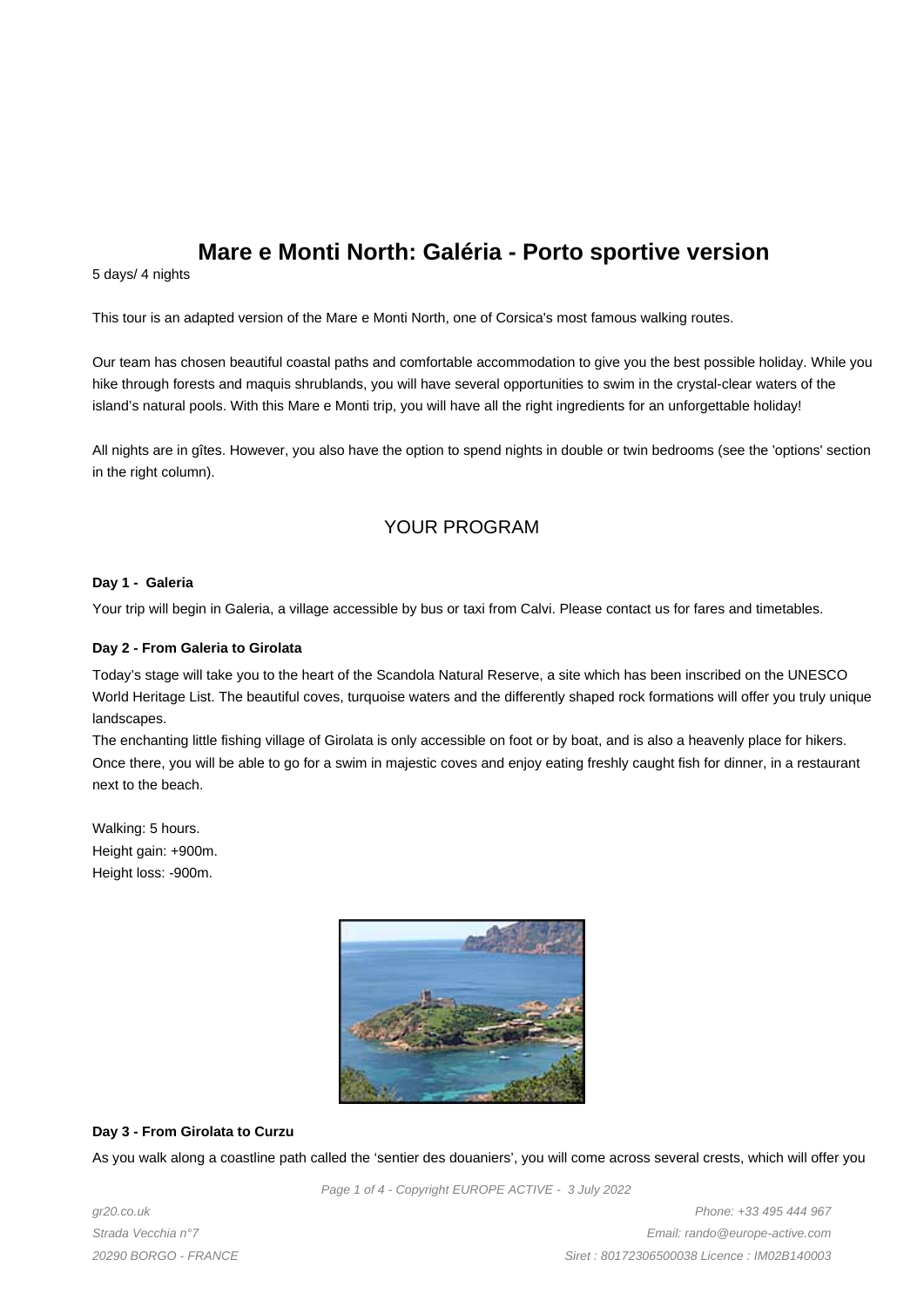# Mare e Monti North: Galéria - Porto sportive version

5 days/ 4 nights

This tour is an adapted version of the Mare e Monti North, one of Corsica's most famous walking routes.

Our team has chosen beautiful coastal paths and comfortable accommodation to give you the best possible holiday. While you hike through forests and maquis shrublands, you will have several opportunities to swim in the crystal-clear waters of the island's natural pools. With this Mare e Monti trip, you will have all the right ingredients for an unforgettable holiday!

All nights are in gîtes. However, you also have the option to spend nights in double or twin bedrooms (see the 'options' section in the right column).

## YOUR PROGRAM

### Day 1 - Galeria

Your trip will begin in Galeria, a village accessible by bus or taxi from Calvi. Please contact us for fares and timetables.

### Day 2 - From Galeria to Girolata

Today's stage will take you to the heart of the Scandola Natural Reserve, a site which has been inscribed on the UNESCO World Heritage List. The beautiful coves, turquoise waters and the differently shaped rock formations will offer you truly unique landscapes.
The enchanting little fishing village of Girolata is only accessible on foot or by boat, and is also a heavenly place for hikers. Once there, you will be able to go for a swim in majestic coves and enjoy eating freshly caught fish for dinner, in a restaurant next to the beach.

Walking: 5 hours.
Height gain: +900m.
Height loss: -900m.

### Day 3 - From Girolata to Curzu

As you walk along a coastline path called the 'sentier des douaniers', you will come across several crests, which will offer you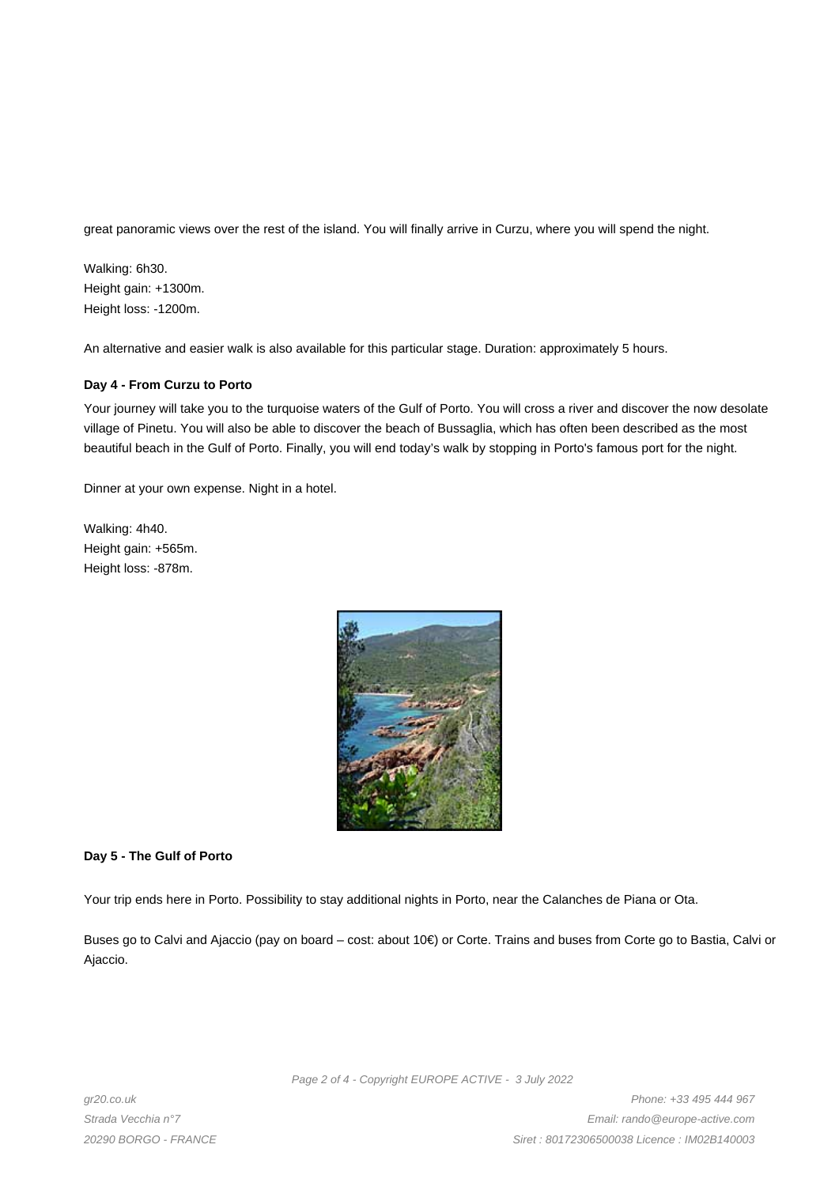great panoramic views over the rest of the island. You will finally arrive in Curzu, where you will spend the night.

Walking: 6h30.
Height gain: +1300m.
Height loss: -1200m.

An alternative and easier walk is also available for this particular stage. Duration: approximately 5 hours.

**Day 4 - From Curzu to Porto**

Your journey will take you to the turquoise waters of the Gulf of Porto. You will cross a river and discover the now desolate village of Pinetu. You will also be able to discover the beach of Bussaglia, which has often been described as the most beautiful beach in the Gulf of Porto. Finally, you will end today's walk by stopping in Porto's famous port for the night.

Dinner at your own expense. Night in a hotel.

Walking: 4h40.
Height gain: +565m.
Height loss: -878m.

**Day 5 - The Gulf of Porto**

Your trip ends here in Porto. Possibility to stay additional nights in Porto, near the Calanches de Piana or Ota.

Buses go to Calvi and Ajaccio (pay on board – cost: about 10€) or Corte. Trains and buses from Corte go to Bastia, Calvi or Ajaccio.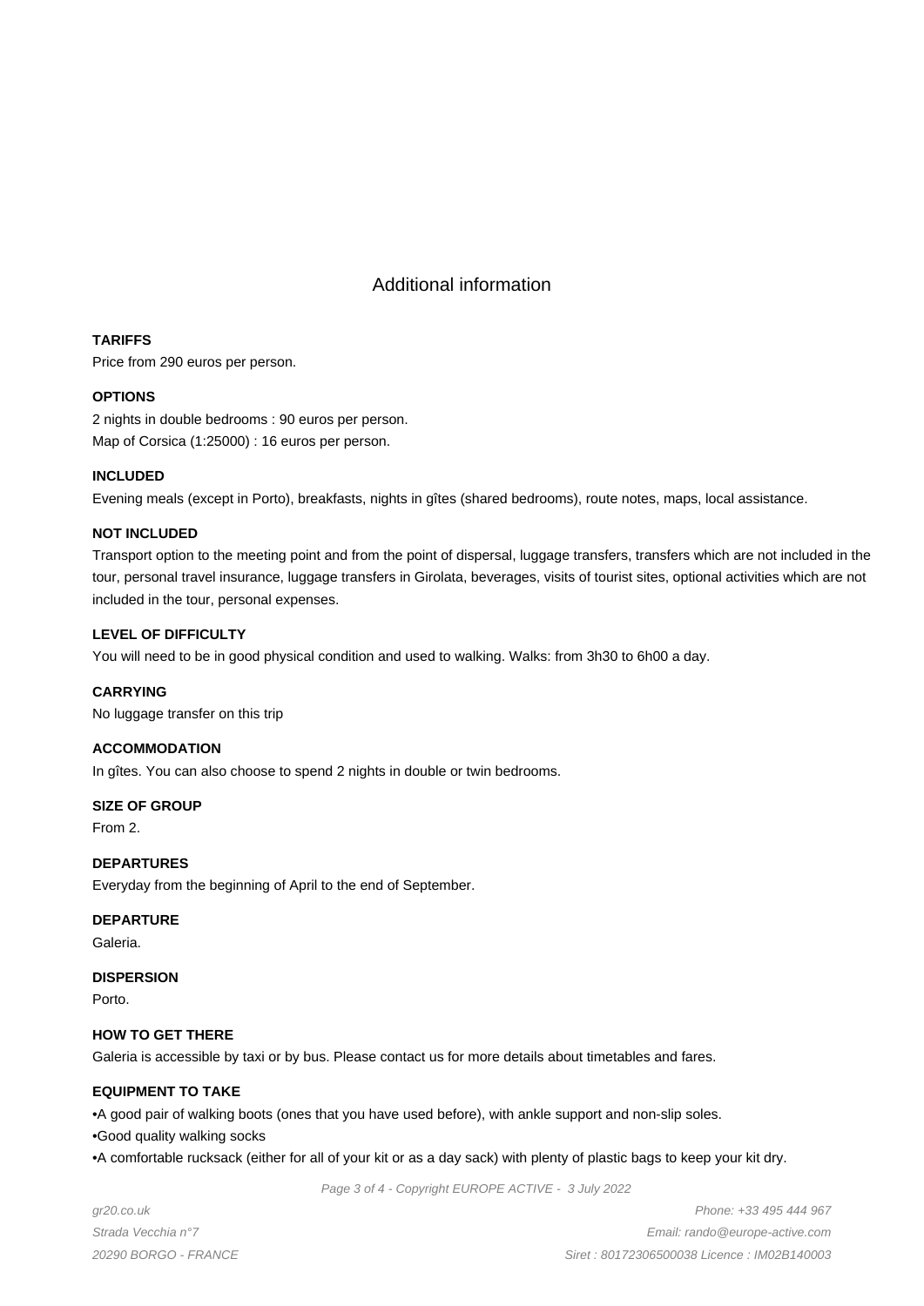# Additional information

**TARIFFS**

Price from 290 euros per person.

**OPTIONS**

2 nights in double bedrooms : 90 euros per person.
Map of Corsica (1:25000) : 16 euros per person.

**INCLUDED**

Evening meals (except in Porto), breakfasts, nights in gîtes (shared bedrooms), route notes, maps, local assistance.

**NOT INCLUDED**

Transport option to the meeting point and from the point of dispersal, luggage transfers, transfers which are not included in the tour, personal travel insurance, luggage transfers in Girolata, beverages, visits of tourist sites, optional activities which are not included in the tour, personal expenses.

**LEVEL OF DIFFICULTY**

You will need to be in good physical condition and used to walking. Walks: from 3h30 to 6h00 a day.

**CARRYING**

No luggage transfer on this trip

**ACCOMMODATION**

In gîtes. You can also choose to spend 2 nights in double or twin bedrooms.

**SIZE OF GROUP**

From 2.

**DEPARTURES**

Everyday from the beginning of April to the end of September.

**DEPARTURE**

Galeria.

**DISPERSION**

Porto.

**HOW TO GET THERE**

Galeria is accessible by taxi or by bus. Please contact us for more details about timetables and fares.

**EQUIPMENT TO TAKE**

•A good pair of walking boots (ones that you have used before), with ankle support and non-slip soles.
•Good quality walking socks
•A comfortable rucksack (either for all of your kit or as a day sack) with plenty of plastic bags to keep your kit dry.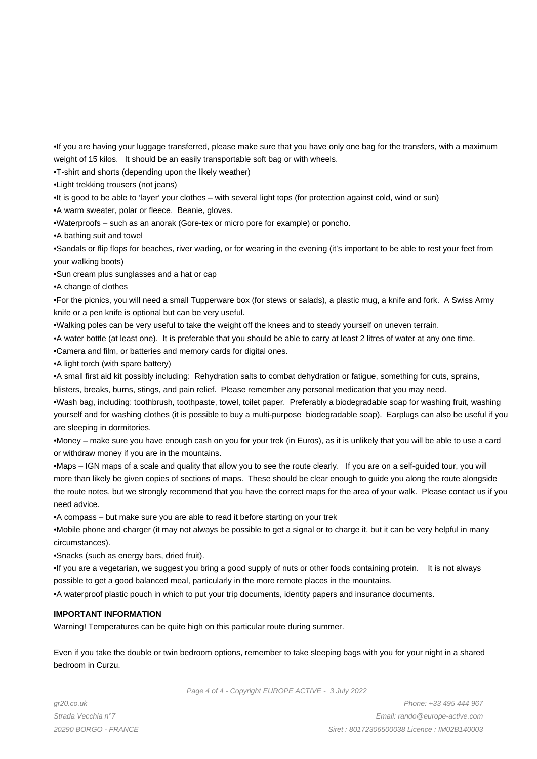•If you are having your luggage transferred, please make sure that you have only one bag for the transfers, with a maximum weight of 15 kilos. It should be an easily transportable soft bag or with wheels.
•T-shirt and shorts (depending upon the likely weather)
•Light trekking trousers (not jeans)
•It is good to be able to 'layer' your clothes – with several light tops (for protection against cold, wind or sun)
•A warm sweater, polar or fleece. Beanie, gloves.
•Waterproofs – such as an anorak (Gore-tex or micro pore for example) or poncho.
•A bathing suit and towel
•Sandals or flip flops for beaches, river wading, or for wearing in the evening (it's important to be able to rest your feet from your walking boots)
•Sun cream plus sunglasses and a hat or cap
•A change of clothes
•For the picnics, you will need a small Tupperware box (for stews or salads), a plastic mug, a knife and fork. A Swiss Army knife or a pen knife is optional but can be very useful.
•Walking poles can be very useful to take the weight off the knees and to steady yourself on uneven terrain.
•A water bottle (at least one). It is preferable that you should be able to carry at least 2 litres of water at any one time.
•Camera and film, or batteries and memory cards for digital ones.
•A light torch (with spare battery)
•A small first aid kit possibly including: Rehydration salts to combat dehydration or fatigue, something for cuts, sprains, blisters, breaks, burns, stings, and pain relief. Please remember any personal medication that you may need.
•Wash bag, including: toothbrush, toothpaste, towel, toilet paper. Preferably a biodegradable soap for washing fruit, washing yourself and for washing clothes (it is possible to buy a multi-purpose biodegradable soap). Earplugs can also be useful if you are sleeping in dormitories.
•Money – make sure you have enough cash on you for your trek (in Euros), as it is unlikely that you will be able to use a card or withdraw money if you are in the mountains.
•Maps – IGN maps of a scale and quality that allow you to see the route clearly. If you are on a self-guided tour, you will more than likely be given copies of sections of maps. These should be clear enough to guide you along the route alongside the route notes, but we strongly recommend that you have the correct maps for the area of your walk. Please contact us if you need advice.
•A compass – but make sure you are able to read it before starting on your trek
•Mobile phone and charger (it may not always be possible to get a signal or to charge it, but it can be very helpful in many circumstances).
•Snacks (such as energy bars, dried fruit).
•If you are a vegetarian, we suggest you bring a good supply of nuts or other foods containing protein. It is not always possible to get a good balanced meal, particularly in the more remote places in the mountains.
•A waterproof plastic pouch in which to put your trip documents, identity papers and insurance documents.

**IMPORTANT INFORMATION**

Warning! Temperatures can be quite high on this particular route during summer.

Even if you take the double or twin bedroom options, remember to take sleeping bags with you for your night in a shared bedroom in Curzu.